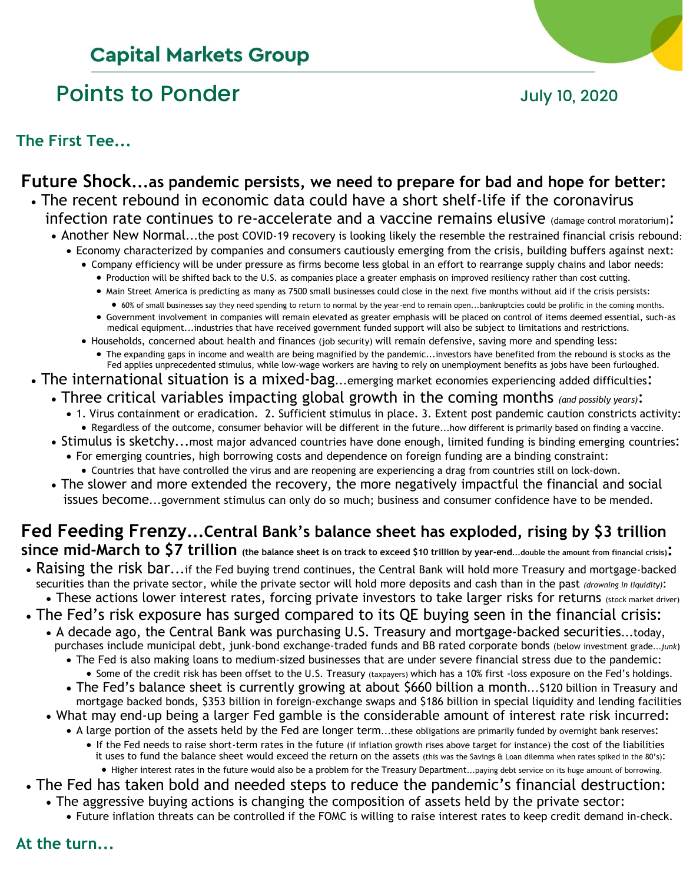## Capital Markets Group

# Points to Ponder

July 10, 2020

### The First Tee...

## Future Shock...as pandemic persists, we need to prepare for bad and hope for better:

- The recent rebound in economic data could have a short shelf-life if the coronavirus infection rate continues to re-accelerate and a vaccine remains elusive (damage control moratorium):
  - Another New Normal...the post COVID-19 recovery is looking likely the resemble the restrained financial crisis rebound:
    - Economy characterized by companies and consumers cautiously emerging from the crisis, building buffers against next:
      - Company efficiency will be under pressure as firms become less global in an effort to rearrange supply chains and labor needs:
        - Production will be shifted back to the U.S. as companies place a greater emphasis on improved resiliency rather than cost cutting.
        - Main Street America is predicting as many as 7500 small businesses could close in the next five months without aid if the crisis persists:
          - 60% of small businesses say they need spending to return to normal by the year-end to remain open...bankruptcies could be prolific in the coming months.
        - Government involvement in companies will remain elevated as greater emphasis will be placed on control of items deemed essential, such-as medical equipment...industries that have received government funded support will also be subject to limitations and restrictions.
      - Households, concerned about health and finances (job security) will remain defensive, saving more and spending less:
        - The expanding gaps in income and wealth are being magnified by the pandemic...investors have benefited from the rebound is stocks as the Fed applies unprecedented stimulus, while low-wage workers are having to rely on unemployment benefits as jobs have been furloughed.
- The international situation is a mixed-bag...emerging market economies experiencing added difficulties:
  - Three critical variables impacting global growth in the coming months *(and possibly years)*:
    - 1. Virus containment or eradication. 2. Sufficient stimulus in place. 3. Extent post pandemic caution constricts activity:
      - Regardless of the outcome, consumer behavior will be different in the future...how different is primarily based on finding a vaccine.
  - Stimulus is sketchy...most major advanced countries have done enough, limited funding is binding emerging countries:
    - For emerging countries, high borrowing costs and dependence on foreign funding are a binding constraint:
      - Countries that have controlled the virus and are reopening are experiencing a drag from countries still on lock-down.
  - The slower and more extended the recovery, the more negatively impactful the financial and social issues become...government stimulus can only do so much; business and consumer confidence have to be mended.

## Fed Feeding Frenzy...Central Bank's balance sheet has exploded, rising by $3 trillion since mid-March to $7 trillion (the balance sheet is on track to exceed $10 trillion by year-end...double the amount from financial crisis):

- Raising the risk bar...if the Fed buying trend continues, the Central Bank will hold more Treasury and mortgage-backed securities than the private sector, while the private sector will hold more deposits and cash than in the past *(drowning in liquidity)*:
  - These actions lower interest rates, forcing private investors to take larger risks for returns (stock market driver)
- The Fed's risk exposure has surged compared to its QE buying seen in the financial crisis:
  - A decade ago, the Central Bank was purchasing U.S. Treasury and mortgage-backed securities...today, purchases include municipal debt, junk-bond exchange-traded funds and BB rated corporate bonds (below investment grade...*junk*)
    - The Fed is also making loans to medium-sized businesses that are under severe financial stress due to the pandemic:
      - Some of the credit risk has been offset to the U.S. Treasury (taxpayers) which has a 10% first -loss exposure on the Fed's holdings.
    - The Fed's balance sheet is currently growing at about $660 billion a month...$120 billion in Treasury and mortgage backed bonds, $353 billion in foreign-exchange swaps and $186 billion in special liquidity and lending facilities
  - What may end-up being a larger Fed gamble is the considerable amount of interest rate risk incurred:
    - A large portion of the assets held by the Fed are longer term...these obligations are primarily funded by overnight bank reserves:
      - If the Fed needs to raise short-term rates in the future (if inflation growth rises above target for instance) the cost of the liabilities it uses to fund the balance sheet would exceed the return on the assets (this was the Savings & Loan dilemma when rates spiked in the 80's):
        - Higher interest rates in the future would also be a problem for the Treasury Department...paying debt service on its huge amount of borrowing.
- The Fed has taken bold and needed steps to reduce the pandemic's financial destruction:
  - The aggressive buying actions is changing the composition of assets held by the private sector:
    - Future inflation threats can be controlled if the FOMC is willing to raise interest rates to keep credit demand in-check.

### At the turn...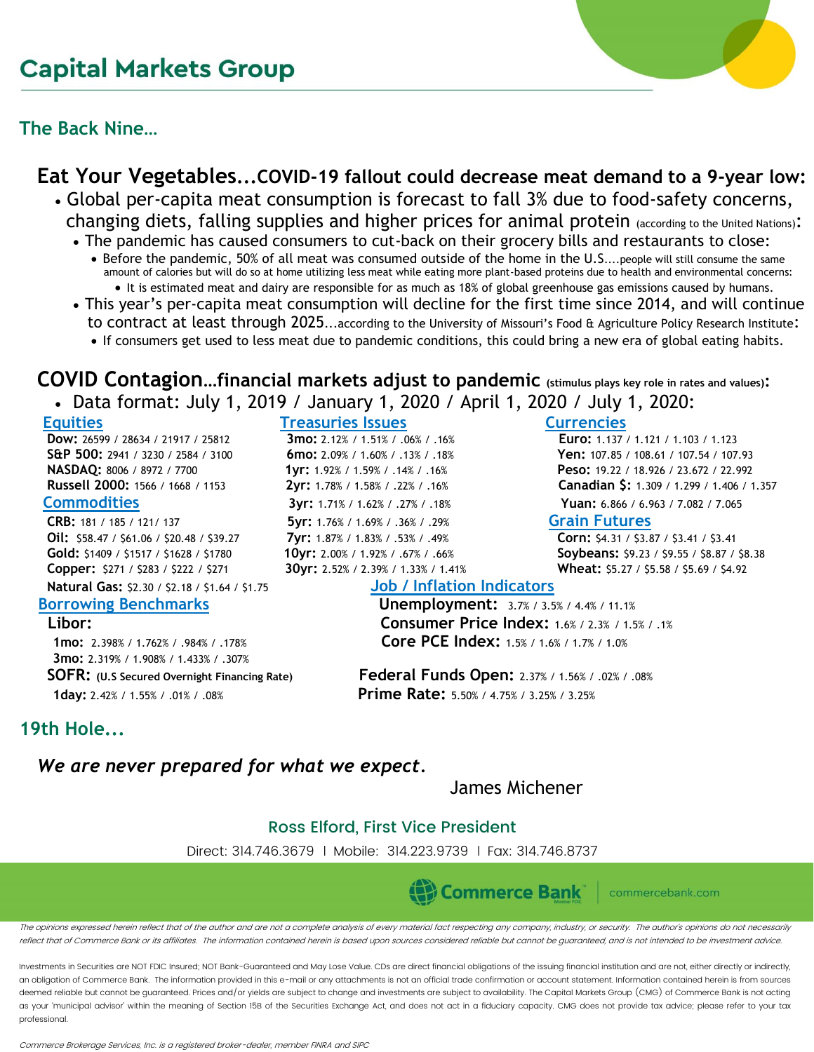## Capital Markets Group

### The Back Nine…

### Eat Your Vegetables...COVID-19 fallout could decrease meat demand to a 9-year low:

- Global per-capita meat consumption is forecast to fall 3% due to food-safety concerns, changing diets, falling supplies and higher prices for animal protein (according to the United Nations):
  - The pandemic has caused consumers to cut-back on their grocery bills and restaurants to close:
    - Before the pandemic, 50% of all meat was consumed outside of the home in the U.S….people will still consume the same amount of calories but will do so at home utilizing less meat while eating more plant-based proteins due to health and environmental concerns:
      - It is estimated meat and dairy are responsible for as much as 18% of global greenhouse gas emissions caused by humans.
  - This year's per-capita meat consumption will decline for the first time since 2014, and will continue to contract at least through 2025…according to the University of Missouri's Food & Agriculture Policy Research Institute:
    - If consumers get used to less meat due to pandemic conditions, this could bring a new era of global eating habits.

### COVID Contagion…financial markets adjust to pandemic (stimulus plays key role in rates and values):

- Data format: July 1, 2019 / January 1, 2020 / April 1, 2020 / July 1, 2020:

**Equities**

**Dow:** 26599 / 28634 / 21917 / 25812
**S&P 500:** 2941 / 3230 / 2584 / 3100
**NASDAQ:** 8006 / 8972 / 7700
**Russell 2000:** 1566 / 1668 / 1153

**Commodities**

**CRB:** 181 / 185 / 121/ 137
**Oil:** $58.47 / $61.06 / $20.48 / $39.27
**Gold:** $1409 / $1517 / $1628 / $1780
**Copper:** $271 / $283 / $222 / $271
**Natural Gas:** $2.30 / $2.18 / $1.64 / $1.75

**Treasuries Issues**

**3mo:** 2.12% / 1.51% / .06% / .16%
**6mo:** 2.09% / 1.60% / .13% / .18%
**1yr:** 1.92% / 1.59% / .14% / .16%
**2yr:** 1.78% / 1.58% / .22% / .16%
**3yr:** 1.71% / 1.62% / .27% / .18%
**5yr:** 1.76% / 1.69% / .36% / .29%
**7yr:** 1.87% / 1.83% / .53% / .49%
**10yr:** 2.00% / 1.92% / .67% / .66%
**30yr:** 2.52% / 2.39% / 1.33% / 1.41%

**Currencies**

**Euro:** 1.137 / 1.121 / 1.103 / 1.123
**Yen:** 107.85 / 108.61 / 107.54 / 107.93
**Peso:** 19.22 / 18.926 / 23.672 / 22.992
**Canadian $:** 1.309 / 1.299 / 1.406 / 1.357
**Yuan:** 6.866 / 6.963 / 7.082 / 7.065

**Grain Futures**

**Corn:** $4.31 / $3.87 / $3.41 / $3.41
**Soybeans:** $9.23 / $9.55 / $8.87 / $8.38
**Wheat:** $5.27 / $5.58 / $5.69 / $4.92

**Borrowing Benchmarks**

**Libor:**
**1mo:** 2.398% / 1.762% / .984% / .178%
**3mo:** 2.319% / 1.908% / 1.433% / .307%
**SOFR: (U.S Secured Overnight Financing Rate)**
**1day:** 2.42% / 1.55% / .01% / .08%

**Job / Inflation Indicators**

**Unemployment:** 3.7% / 3.5% / 4.4% / 11.1%
**Consumer Price Index:** 1.6% / 2.3% / 1.5% / .1%
**Core PCE Index:** 1.5% / 1.6% / 1.7% / 1.0%

**Federal Funds Open:** 2.37% / 1.56% / .02% / .08%
**Prime Rate:** 5.50% / 4.75% / 3.25% / 3.25%

### 19th Hole...

***We are never prepared for what we expect.***

James Michener

Ross Elford, First Vice President

Direct: 314.746.3679 | Mobile: 314.223.9739 | Fax: 314.746.8737

Commerce Bank | commercebank.com

*The opinions expressed herein reflect that of the author and are not a complete analysis of every material fact respecting any company, industry, or security. The author's opinions do not necessarily reflect that of Commerce Bank or its affiliates. The information contained herein is based upon sources considered reliable but cannot be guaranteed, and is not intended to be investment advice.*

Investments in Securities are NOT FDIC Insured; NOT Bank-Guaranteed and May Lose Value. CDs are direct financial obligations of the issuing financial institution and are not, either directly or indirectly, an obligation of Commerce Bank. The information provided in this e-mail or any attachments is not an official trade confirmation or account statement. Information contained herein is from sources deemed reliable but cannot be guaranteed. Prices and/or yields are subject to change and investments are subject to availability. The Capital Markets Group (CMG) of Commerce Bank is not acting as your 'municipal advisor' within the meaning of Section 15B of the Securities Exchange Act, and does not act in a fiduciary capacity. CMG does not provide tax advice; please refer to your tax professional.

*Commerce Brokerage Services, Inc. is a registered broker-dealer, member FINRA and SIPC*